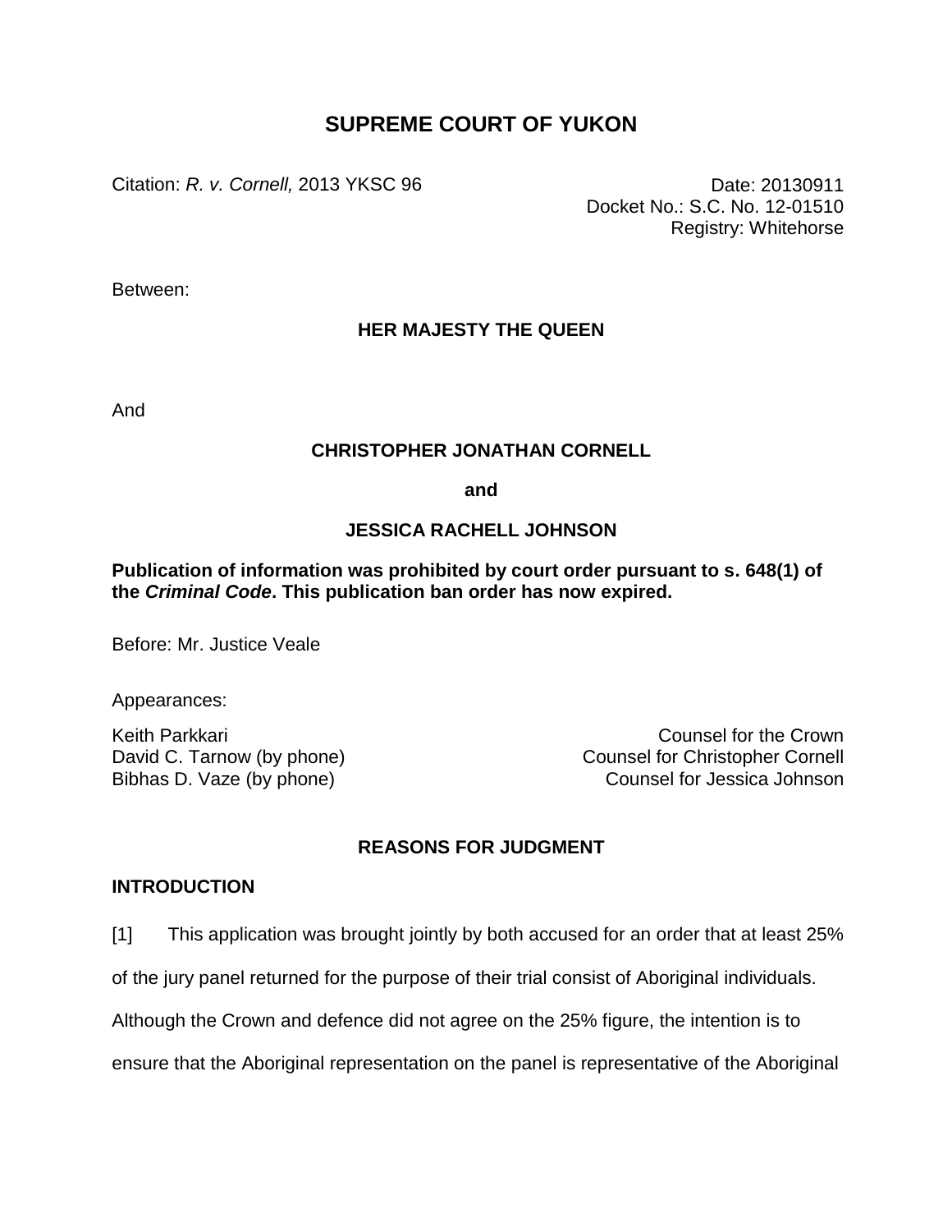# SUPREME COURT OF YUKON

Citation: *R. v. Cornell,* 2013 YKSC 96

Date: 20130911
Docket No.: S.C. No. 12-01510
Registry: Whitehorse

Between:

**HER MAJESTY THE QUEEN**

And

**CHRISTOPHER JONATHAN CORNELL**

**and**

**JESSICA RACHELL JOHNSON**

**Publication of information was prohibited by court order pursuant to s. 648(1) of the *Criminal Code*. This publication ban order has now expired.**

Before: Mr. Justice Veale

Appearances:

Keith Parkkari — Counsel for the Crown
David C. Tarnow (by phone) — Counsel for Christopher Cornell
Bibhas D. Vaze (by phone) — Counsel for Jessica Johnson

## REASONS FOR JUDGMENT

### INTRODUCTION

[1] This application was brought jointly by both accused for an order that at least 25% of the jury panel returned for the purpose of their trial consist of Aboriginal individuals. Although the Crown and defence did not agree on the 25% figure, the intention is to ensure that the Aboriginal representation on the panel is representative of the Aboriginal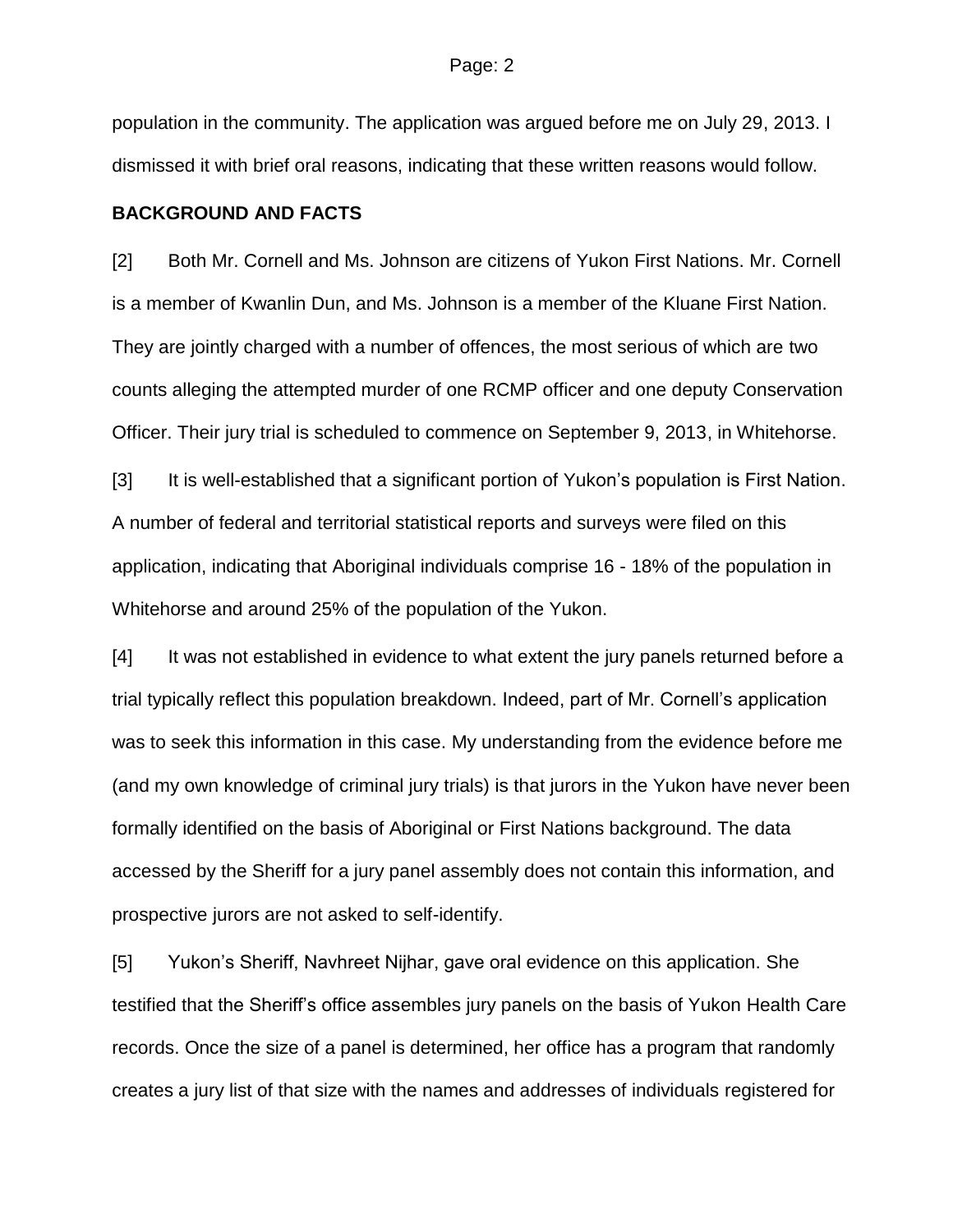population in the community. The application was argued before me on July 29, 2013. I dismissed it with brief oral reasons, indicating that these written reasons would follow.

## BACKGROUND AND FACTS

[2] Both Mr. Cornell and Ms. Johnson are citizens of Yukon First Nations. Mr. Cornell is a member of Kwanlin Dun, and Ms. Johnson is a member of the Kluane First Nation. They are jointly charged with a number of offences, the most serious of which are two counts alleging the attempted murder of one RCMP officer and one deputy Conservation Officer. Their jury trial is scheduled to commence on September 9, 2013, in Whitehorse.

[3] It is well-established that a significant portion of Yukon's population is First Nation. A number of federal and territorial statistical reports and surveys were filed on this application, indicating that Aboriginal individuals comprise 16 - 18% of the population in Whitehorse and around 25% of the population of the Yukon.

[4] It was not established in evidence to what extent the jury panels returned before a trial typically reflect this population breakdown. Indeed, part of Mr. Cornell's application was to seek this information in this case. My understanding from the evidence before me (and my own knowledge of criminal jury trials) is that jurors in the Yukon have never been formally identified on the basis of Aboriginal or First Nations background. The data accessed by the Sheriff for a jury panel assembly does not contain this information, and prospective jurors are not asked to self-identify.

[5] Yukon's Sheriff, Navhreet Nijhar, gave oral evidence on this application. She testified that the Sheriff's office assembles jury panels on the basis of Yukon Health Care records. Once the size of a panel is determined, her office has a program that randomly creates a jury list of that size with the names and addresses of individuals registered for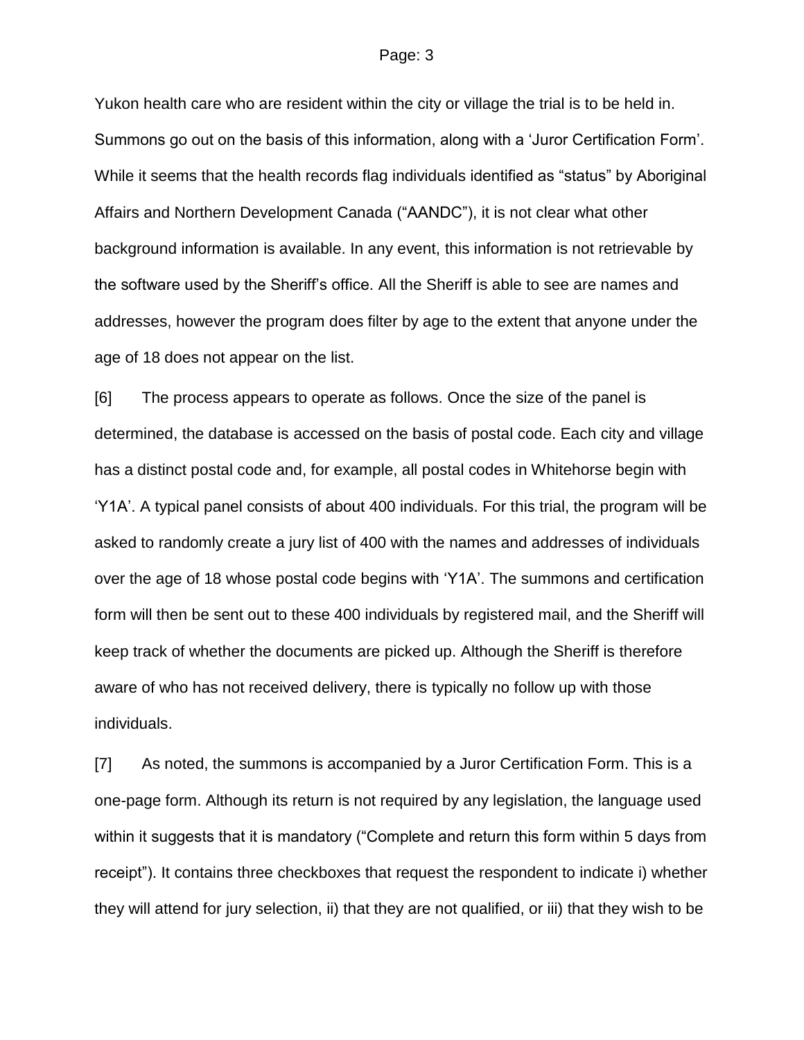Yukon health care who are resident within the city or village the trial is to be held in. Summons go out on the basis of this information, along with a 'Juror Certification Form'. While it seems that the health records flag individuals identified as "status" by Aboriginal Affairs and Northern Development Canada ("AANDC"), it is not clear what other background information is available. In any event, this information is not retrievable by the software used by the Sheriff's office. All the Sheriff is able to see are names and addresses, however the program does filter by age to the extent that anyone under the age of 18 does not appear on the list.

[6] The process appears to operate as follows. Once the size of the panel is determined, the database is accessed on the basis of postal code. Each city and village has a distinct postal code and, for example, all postal codes in Whitehorse begin with 'Y1A'. A typical panel consists of about 400 individuals. For this trial, the program will be asked to randomly create a jury list of 400 with the names and addresses of individuals over the age of 18 whose postal code begins with 'Y1A'. The summons and certification form will then be sent out to these 400 individuals by registered mail, and the Sheriff will keep track of whether the documents are picked up. Although the Sheriff is therefore aware of who has not received delivery, there is typically no follow up with those individuals.

[7] As noted, the summons is accompanied by a Juror Certification Form. This is a one-page form. Although its return is not required by any legislation, the language used within it suggests that it is mandatory ("Complete and return this form within 5 days from receipt"). It contains three checkboxes that request the respondent to indicate i) whether they will attend for jury selection, ii) that they are not qualified, or iii) that they wish to be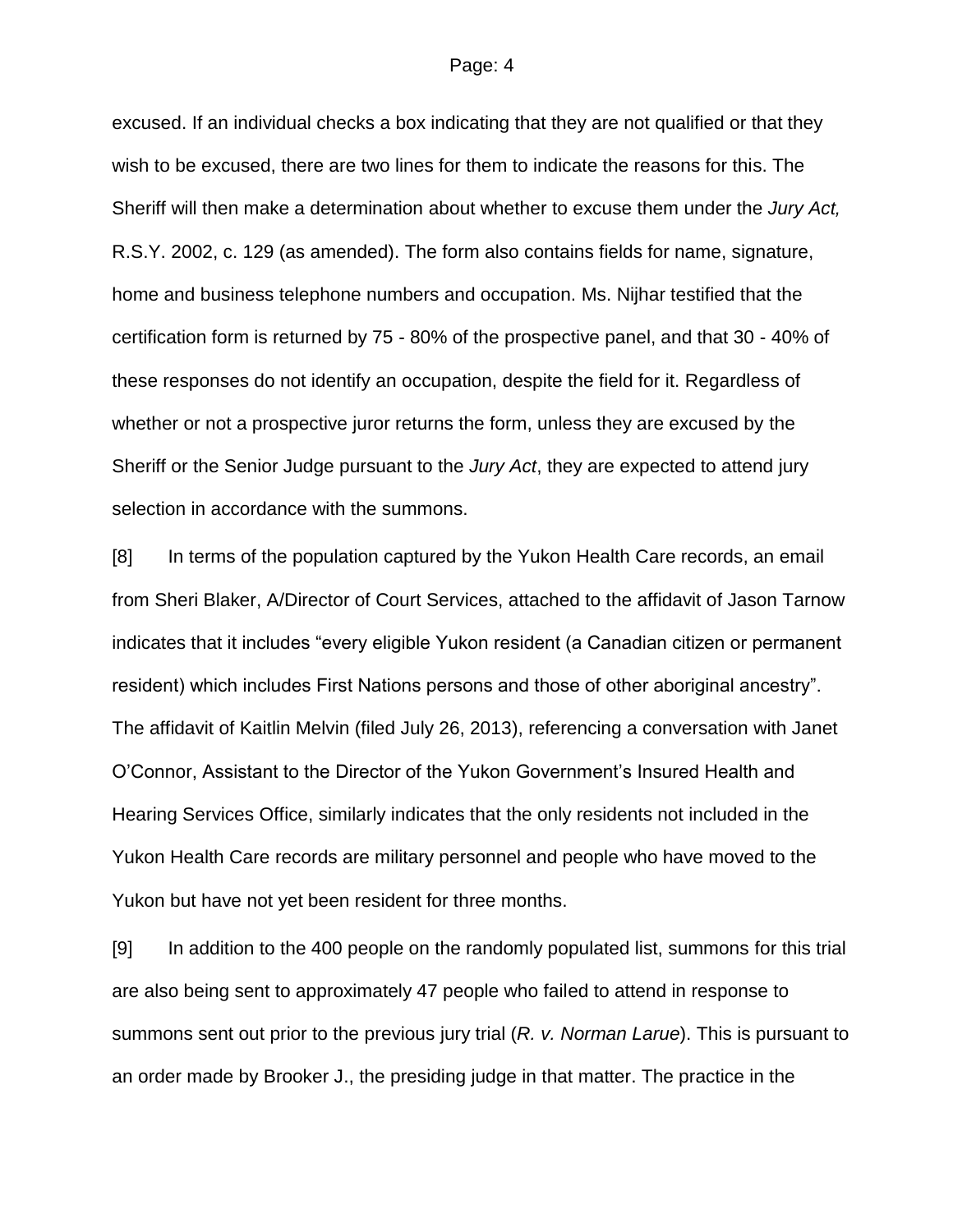excused. If an individual checks a box indicating that they are not qualified or that they wish to be excused, there are two lines for them to indicate the reasons for this. The Sheriff will then make a determination about whether to excuse them under the *Jury Act,* R.S.Y. 2002, c. 129 (as amended). The form also contains fields for name, signature, home and business telephone numbers and occupation. Ms. Nijhar testified that the certification form is returned by 75 - 80% of the prospective panel, and that 30 - 40% of these responses do not identify an occupation, despite the field for it. Regardless of whether or not a prospective juror returns the form, unless they are excused by the Sheriff or the Senior Judge pursuant to the *Jury Act*, they are expected to attend jury selection in accordance with the summons.

[8] In terms of the population captured by the Yukon Health Care records, an email from Sheri Blaker, A/Director of Court Services, attached to the affidavit of Jason Tarnow indicates that it includes "every eligible Yukon resident (a Canadian citizen or permanent resident) which includes First Nations persons and those of other aboriginal ancestry". The affidavit of Kaitlin Melvin (filed July 26, 2013), referencing a conversation with Janet O'Connor, Assistant to the Director of the Yukon Government's Insured Health and Hearing Services Office, similarly indicates that the only residents not included in the Yukon Health Care records are military personnel and people who have moved to the Yukon but have not yet been resident for three months.

[9] In addition to the 400 people on the randomly populated list, summons for this trial are also being sent to approximately 47 people who failed to attend in response to summons sent out prior to the previous jury trial (*R. v. Norman Larue*). This is pursuant to an order made by Brooker J., the presiding judge in that matter. The practice in the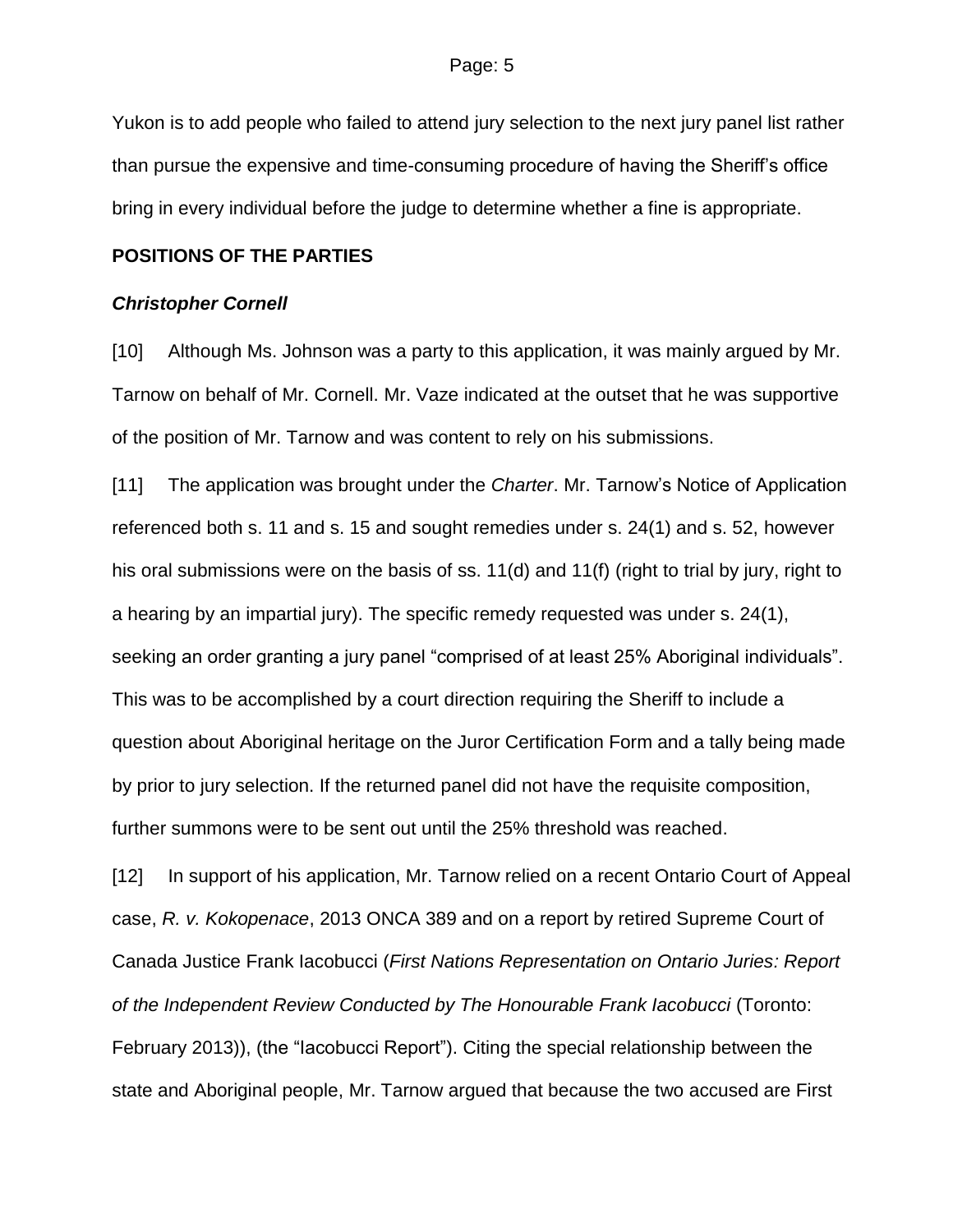Yukon is to add people who failed to attend jury selection to the next jury panel list rather than pursue the expensive and time-consuming procedure of having the Sheriff's office bring in every individual before the judge to determine whether a fine is appropriate.

## POSITIONS OF THE PARTIES

### *Christopher Cornell*

[10] Although Ms. Johnson was a party to this application, it was mainly argued by Mr. Tarnow on behalf of Mr. Cornell. Mr. Vaze indicated at the outset that he was supportive of the position of Mr. Tarnow and was content to rely on his submissions.

[11] The application was brought under the *Charter*. Mr. Tarnow's Notice of Application referenced both s. 11 and s. 15 and sought remedies under s. 24(1) and s. 52, however his oral submissions were on the basis of ss. 11(d) and 11(f) (right to trial by jury, right to a hearing by an impartial jury). The specific remedy requested was under s. 24(1), seeking an order granting a jury panel "comprised of at least 25% Aboriginal individuals". This was to be accomplished by a court direction requiring the Sheriff to include a question about Aboriginal heritage on the Juror Certification Form and a tally being made by prior to jury selection. If the returned panel did not have the requisite composition, further summons were to be sent out until the 25% threshold was reached.

[12] In support of his application, Mr. Tarnow relied on a recent Ontario Court of Appeal case, *R. v. Kokopenace*, 2013 ONCA 389 and on a report by retired Supreme Court of Canada Justice Frank Iacobucci (*First Nations Representation on Ontario Juries: Report of the Independent Review Conducted by The Honourable Frank Iacobucci* (Toronto: February 2013)), (the "Iacobucci Report"). Citing the special relationship between the state and Aboriginal people, Mr. Tarnow argued that because the two accused are First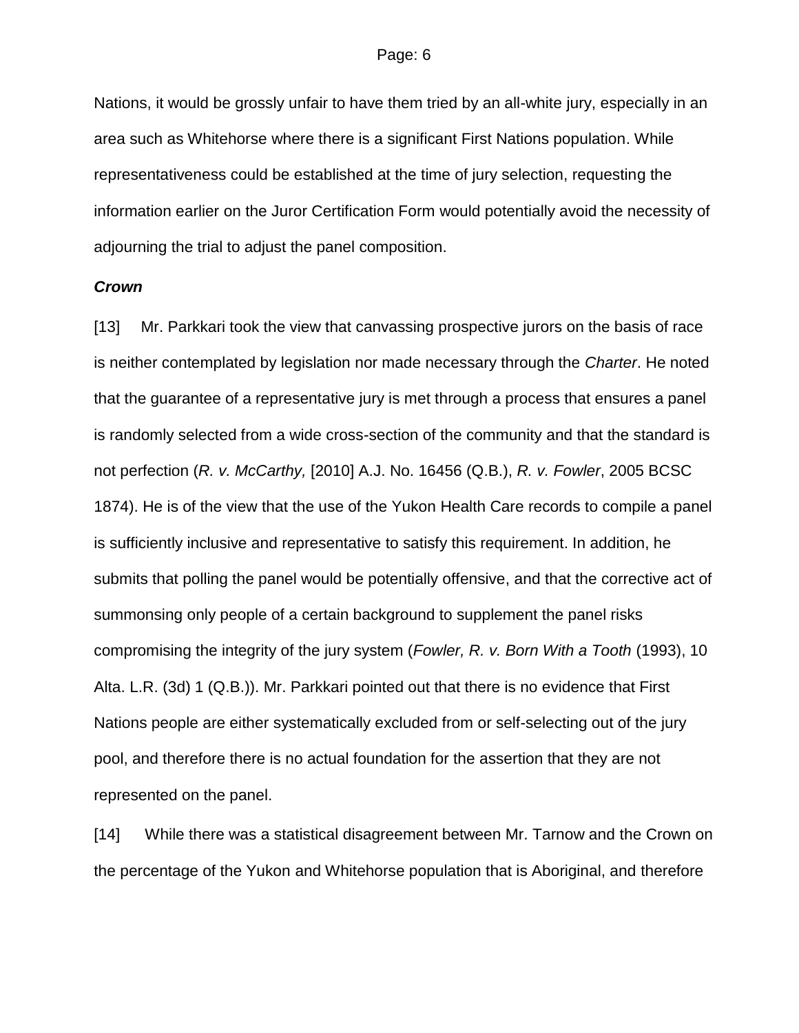Nations, it would be grossly unfair to have them tried by an all-white jury, especially in an area such as Whitehorse where there is a significant First Nations population. While representativeness could be established at the time of jury selection, requesting the information earlier on the Juror Certification Form would potentially avoid the necessity of adjourning the trial to adjust the panel composition.

***Crown***

[13] Mr. Parkkari took the view that canvassing prospective jurors on the basis of race is neither contemplated by legislation nor made necessary through the *Charter*. He noted that the guarantee of a representative jury is met through a process that ensures a panel is randomly selected from a wide cross-section of the community and that the standard is not perfection (*R. v. McCarthy,* [2010] A.J. No. 16456 (Q.B.), *R. v. Fowler*, 2005 BCSC 1874). He is of the view that the use of the Yukon Health Care records to compile a panel is sufficiently inclusive and representative to satisfy this requirement. In addition, he submits that polling the panel would be potentially offensive, and that the corrective act of summonsing only people of a certain background to supplement the panel risks compromising the integrity of the jury system (*Fowler, R. v. Born With a Tooth* (1993), 10 Alta. L.R. (3d) 1 (Q.B.)). Mr. Parkkari pointed out that there is no evidence that First Nations people are either systematically excluded from or self-selecting out of the jury pool, and therefore there is no actual foundation for the assertion that they are not represented on the panel.

[14] While there was a statistical disagreement between Mr. Tarnow and the Crown on the percentage of the Yukon and Whitehorse population that is Aboriginal, and therefore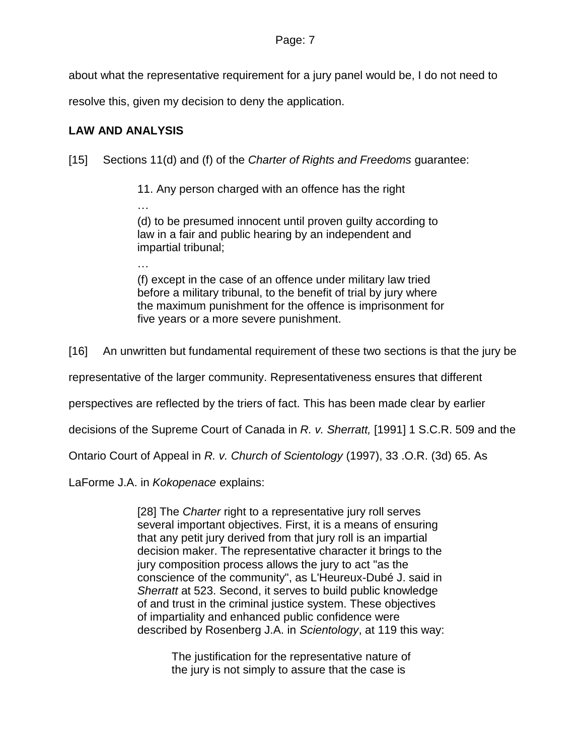about what the representative requirement for a jury panel would be, I do not need to resolve this, given my decision to deny the application.

**LAW AND ANALYSIS**

[15] Sections 11(d) and (f) of the *Charter of Rights and Freedoms* guarantee:

> 11. Any person charged with an offence has the right
>
> …
>
> (d) to be presumed innocent until proven guilty according to law in a fair and public hearing by an independent and impartial tribunal;
>
> …
>
> (f) except in the case of an offence under military law tried before a military tribunal, to the benefit of trial by jury where the maximum punishment for the offence is imprisonment for five years or a more severe punishment.

[16] An unwritten but fundamental requirement of these two sections is that the jury be representative of the larger community. Representativeness ensures that different perspectives are reflected by the triers of fact. This has been made clear by earlier decisions of the Supreme Court of Canada in *R. v. Sherratt,* [1991] 1 S.C.R. 509 and the Ontario Court of Appeal in *R. v. Church of Scientology* (1997), 33 .O.R. (3d) 65. As LaForme J.A. in *Kokopenace* explains:

> [28] The *Charter* right to a representative jury roll serves several important objectives. First, it is a means of ensuring that any petit jury derived from that jury roll is an impartial decision maker. The representative character it brings to the jury composition process allows the jury to act "as the conscience of the community", as L'Heureux-Dubé J. said in *Sherratt* at 523. Second, it serves to build public knowledge of and trust in the criminal justice system. These objectives of impartiality and enhanced public confidence were described by Rosenberg J.A. in *Scientology*, at 119 this way:
>
> > The justification for the representative nature of the jury is not simply to assure that the case is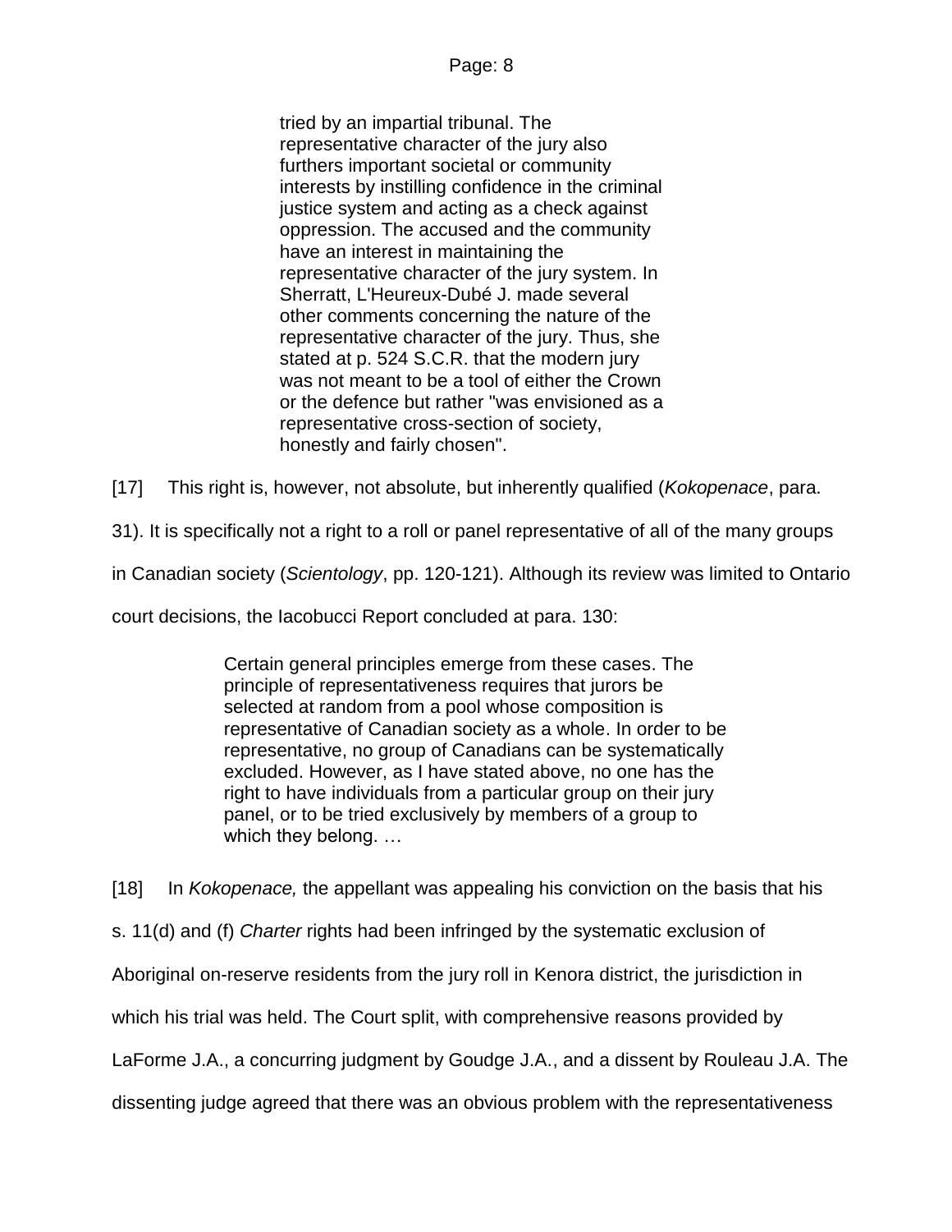> tried by an impartial tribunal. The representative character of the jury also furthers important societal or community interests by instilling confidence in the criminal justice system and acting as a check against oppression. The accused and the community have an interest in maintaining the representative character of the jury system. In Sherratt, L'Heureux-Dubé J. made several other comments concerning the nature of the representative character of the jury. Thus, she stated at p. 524 S.C.R. that the modern jury was not meant to be a tool of either the Crown or the defence but rather "was envisioned as a representative cross-section of society, honestly and fairly chosen".

[17] This right is, however, not absolute, but inherently qualified (*Kokopenace*, para. 31). It is specifically not a right to a roll or panel representative of all of the many groups in Canadian society (*Scientology*, pp. 120-121). Although its review was limited to Ontario court decisions, the Iacobucci Report concluded at para. 130:

> Certain general principles emerge from these cases. The principle of representativeness requires that jurors be selected at random from a pool whose composition is representative of Canadian society as a whole. In order to be representative, no group of Canadians can be systematically excluded. However, as I have stated above, no one has the right to have individuals from a particular group on their jury panel, or to be tried exclusively by members of a group to which they belong. …

[18] In *Kokopenace,* the appellant was appealing his conviction on the basis that his s. 11(d) and (f) *Charter* rights had been infringed by the systematic exclusion of Aboriginal on-reserve residents from the jury roll in Kenora district, the jurisdiction in which his trial was held. The Court split, with comprehensive reasons provided by LaForme J.A., a concurring judgment by Goudge J.A., and a dissent by Rouleau J.A. The dissenting judge agreed that there was an obvious problem with the representativeness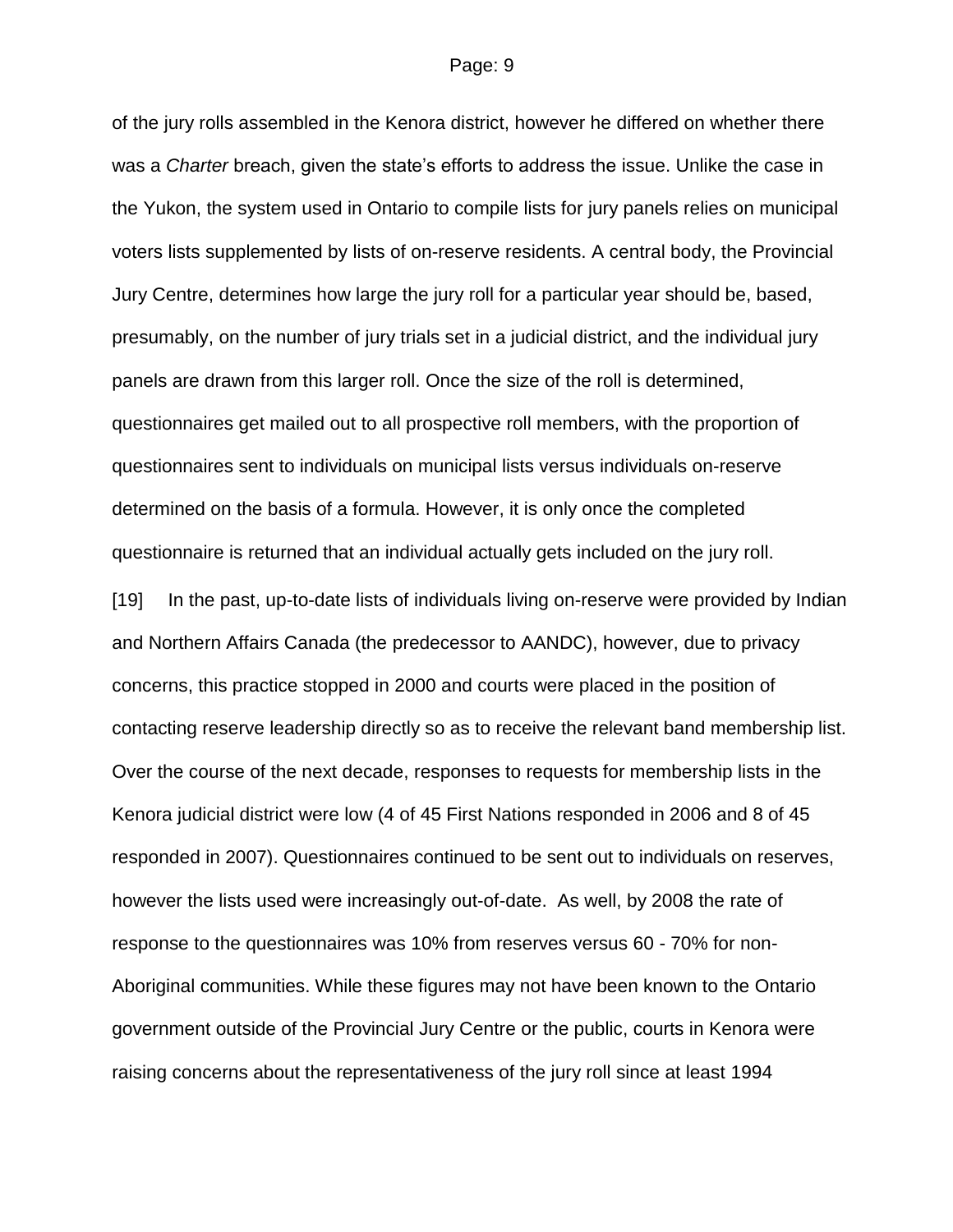of the jury rolls assembled in the Kenora district, however he differed on whether there was a *Charter* breach, given the state's efforts to address the issue. Unlike the case in the Yukon, the system used in Ontario to compile lists for jury panels relies on municipal voters lists supplemented by lists of on-reserve residents. A central body, the Provincial Jury Centre, determines how large the jury roll for a particular year should be, based, presumably, on the number of jury trials set in a judicial district, and the individual jury panels are drawn from this larger roll. Once the size of the roll is determined, questionnaires get mailed out to all prospective roll members, with the proportion of questionnaires sent to individuals on municipal lists versus individuals on-reserve determined on the basis of a formula. However, it is only once the completed questionnaire is returned that an individual actually gets included on the jury roll.

[19] In the past, up-to-date lists of individuals living on-reserve were provided by Indian and Northern Affairs Canada (the predecessor to AANDC), however, due to privacy concerns, this practice stopped in 2000 and courts were placed in the position of contacting reserve leadership directly so as to receive the relevant band membership list. Over the course of the next decade, responses to requests for membership lists in the Kenora judicial district were low (4 of 45 First Nations responded in 2006 and 8 of 45 responded in 2007). Questionnaires continued to be sent out to individuals on reserves, however the lists used were increasingly out-of-date. As well, by 2008 the rate of response to the questionnaires was 10% from reserves versus 60 - 70% for non-Aboriginal communities. While these figures may not have been known to the Ontario government outside of the Provincial Jury Centre or the public, courts in Kenora were raising concerns about the representativeness of the jury roll since at least 1994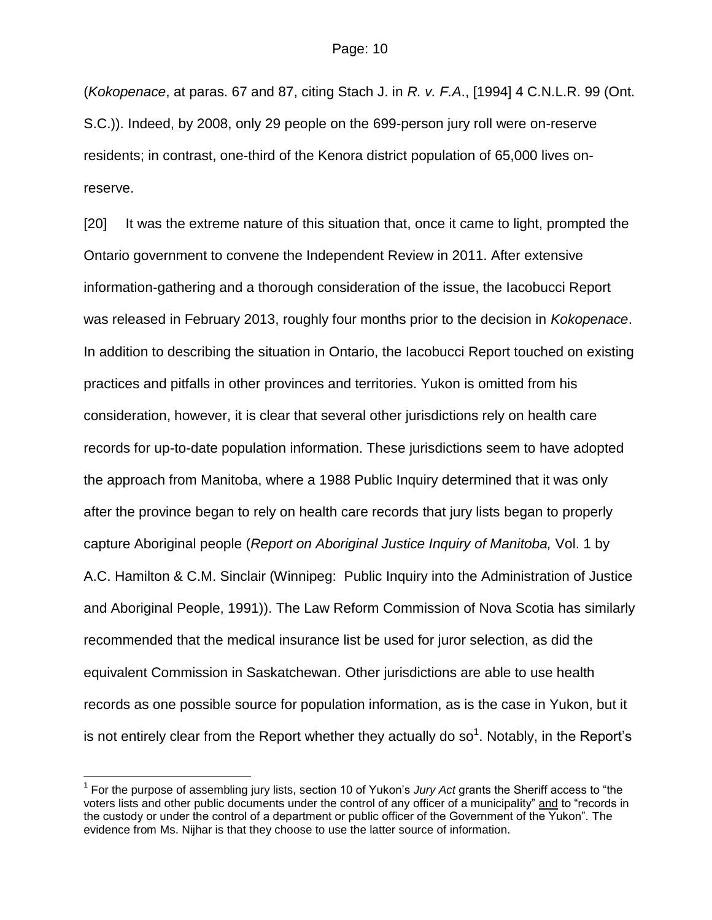(*Kokopenace*, at paras. 67 and 87, citing Stach J. in *R. v. F.A.*, [1994] 4 C.N.L.R. 99 (Ont. S.C.)). Indeed, by 2008, only 29 people on the 699-person jury roll were on-reserve residents; in contrast, one-third of the Kenora district population of 65,000 lives on-reserve.

[20] It was the extreme nature of this situation that, once it came to light, prompted the Ontario government to convene the Independent Review in 2011. After extensive information-gathering and a thorough consideration of the issue, the Iacobucci Report was released in February 2013, roughly four months prior to the decision in *Kokopenace*. In addition to describing the situation in Ontario, the Iacobucci Report touched on existing practices and pitfalls in other provinces and territories. Yukon is omitted from his consideration, however, it is clear that several other jurisdictions rely on health care records for up-to-date population information. These jurisdictions seem to have adopted the approach from Manitoba, where a 1988 Public Inquiry determined that it was only after the province began to rely on health care records that jury lists began to properly capture Aboriginal people (*Report on Aboriginal Justice Inquiry of Manitoba,* Vol. 1 by A.C. Hamilton & C.M. Sinclair (Winnipeg: Public Inquiry into the Administration of Justice and Aboriginal People, 1991)). The Law Reform Commission of Nova Scotia has similarly recommended that the medical insurance list be used for juror selection, as did the equivalent Commission in Saskatchewan. Other jurisdictions are able to use health records as one possible source for population information, as is the case in Yukon, but it is not entirely clear from the Report whether they actually do so[1]. Notably, in the Report's

---

[1] For the purpose of assembling jury lists, section 10 of Yukon's *Jury Act* grants the Sheriff access to "the voters lists and other public documents under the control of any officer of a municipality" and to "records in the custody or under the control of a department or public officer of the Government of the Yukon". The evidence from Ms. Nijhar is that they choose to use the latter source of information.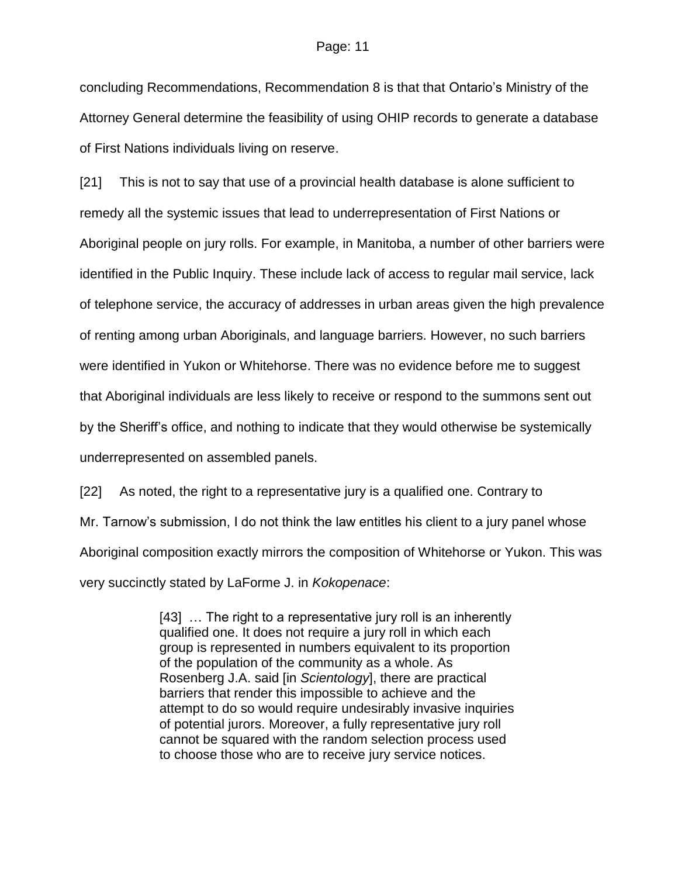concluding Recommendations, Recommendation 8 is that that Ontario's Ministry of the Attorney General determine the feasibility of using OHIP records to generate a database of First Nations individuals living on reserve.

[21] This is not to say that use of a provincial health database is alone sufficient to remedy all the systemic issues that lead to underrepresentation of First Nations or Aboriginal people on jury rolls. For example, in Manitoba, a number of other barriers were identified in the Public Inquiry. These include lack of access to regular mail service, lack of telephone service, the accuracy of addresses in urban areas given the high prevalence of renting among urban Aboriginals, and language barriers. However, no such barriers were identified in Yukon or Whitehorse. There was no evidence before me to suggest that Aboriginal individuals are less likely to receive or respond to the summons sent out by the Sheriff's office, and nothing to indicate that they would otherwise be systemically underrepresented on assembled panels.

[22] As noted, the right to a representative jury is a qualified one. Contrary to Mr. Tarnow's submission, I do not think the law entitles his client to a jury panel whose Aboriginal composition exactly mirrors the composition of Whitehorse or Yukon. This was very succinctly stated by LaForme J. in *Kokopenace*:

> [43] … The right to a representative jury roll is an inherently qualified one. It does not require a jury roll in which each group is represented in numbers equivalent to its proportion of the population of the community as a whole. As Rosenberg J.A. said [in *Scientology*], there are practical barriers that render this impossible to achieve and the attempt to do so would require undesirably invasive inquiries of potential jurors. Moreover, a fully representative jury roll cannot be squared with the random selection process used to choose those who are to receive jury service notices.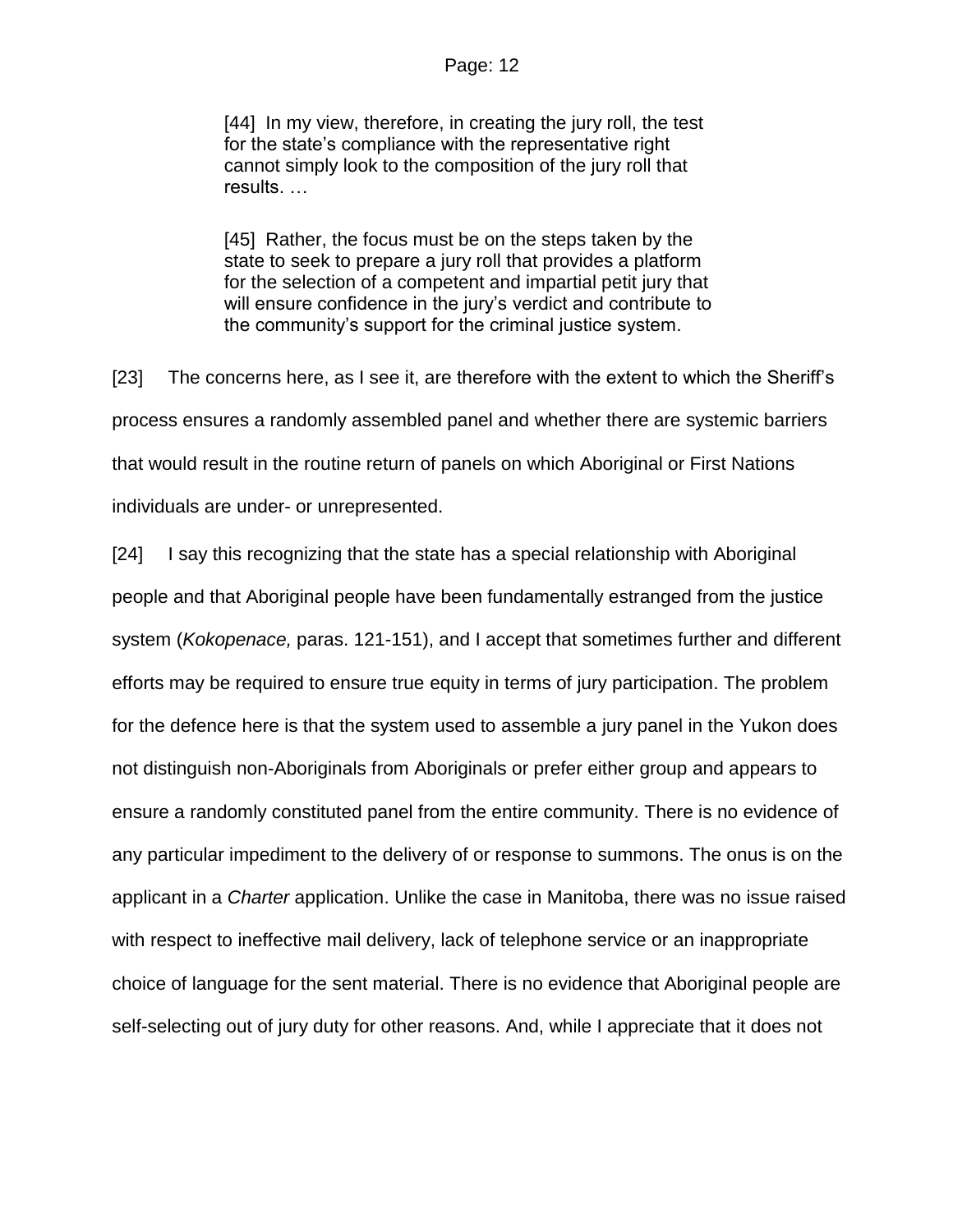> [44] In my view, therefore, in creating the jury roll, the test for the state's compliance with the representative right cannot simply look to the composition of the jury roll that results. …
>
> [45] Rather, the focus must be on the steps taken by the state to seek to prepare a jury roll that provides a platform for the selection of a competent and impartial petit jury that will ensure confidence in the jury's verdict and contribute to the community's support for the criminal justice system.

[23] The concerns here, as I see it, are therefore with the extent to which the Sheriff's process ensures a randomly assembled panel and whether there are systemic barriers that would result in the routine return of panels on which Aboriginal or First Nations individuals are under- or unrepresented.

[24] I say this recognizing that the state has a special relationship with Aboriginal people and that Aboriginal people have been fundamentally estranged from the justice system (*Kokopenace,* paras. 121-151), and I accept that sometimes further and different efforts may be required to ensure true equity in terms of jury participation. The problem for the defence here is that the system used to assemble a jury panel in the Yukon does not distinguish non-Aboriginals from Aboriginals or prefer either group and appears to ensure a randomly constituted panel from the entire community. There is no evidence of any particular impediment to the delivery of or response to summons. The onus is on the applicant in a *Charter* application. Unlike the case in Manitoba, there was no issue raised with respect to ineffective mail delivery, lack of telephone service or an inappropriate choice of language for the sent material. There is no evidence that Aboriginal people are self-selecting out of jury duty for other reasons. And, while I appreciate that it does not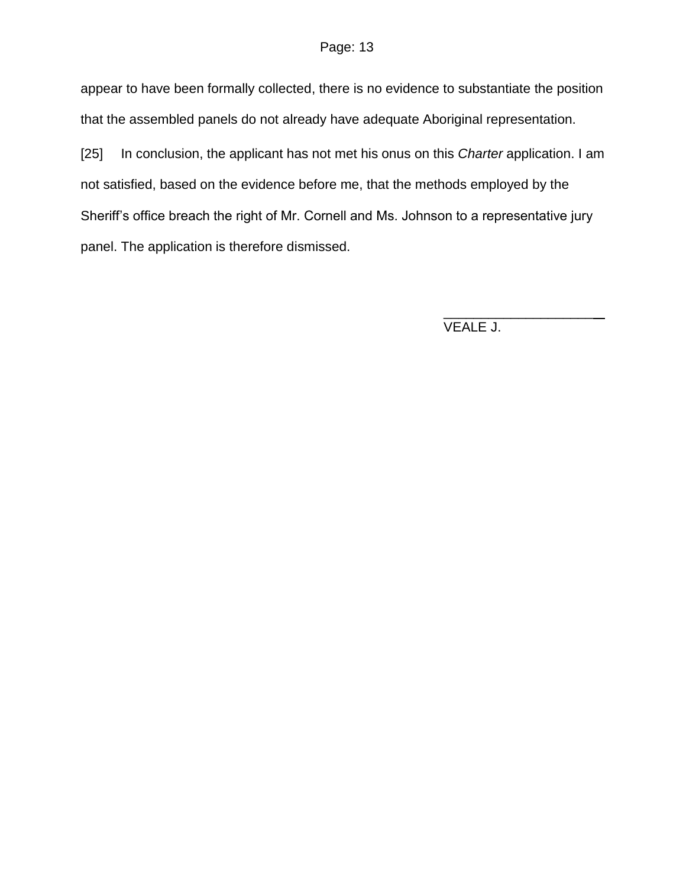appear to have been formally collected, there is no evidence to substantiate the position that the assembled panels do not already have adequate Aboriginal representation.

[25] In conclusion, the applicant has not met his onus on this *Charter* application. I am not satisfied, based on the evidence before me, that the methods employed by the Sheriff's office breach the right of Mr. Cornell and Ms. Johnson to a representative jury panel. The application is therefore dismissed.

_____________________
VEALE J.